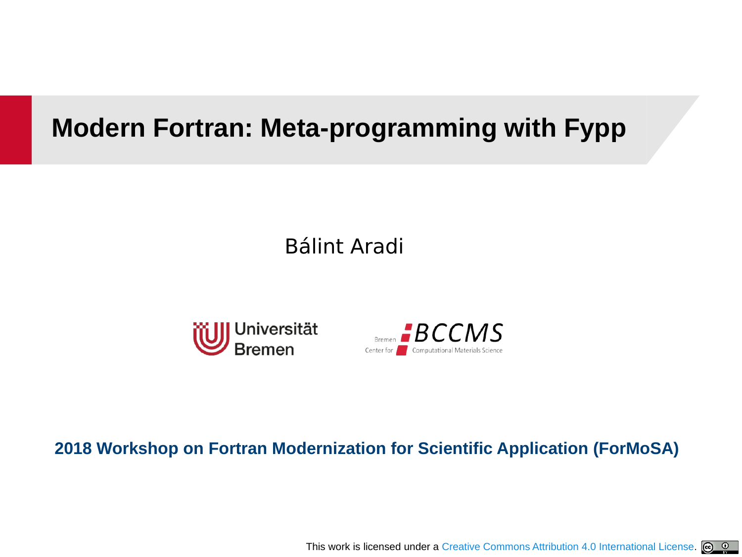# Modern Fortran: Meta-programming with Fypp

Bálint Aradi

Universität Bremen

Bremen Center for Computational Materials Science (BCCMS)

**2018 Workshop on Fortran Modernization for Scientific Application (ForMoSA)**

This work is licensed under a Creative Commons Attribution 4.0 International License.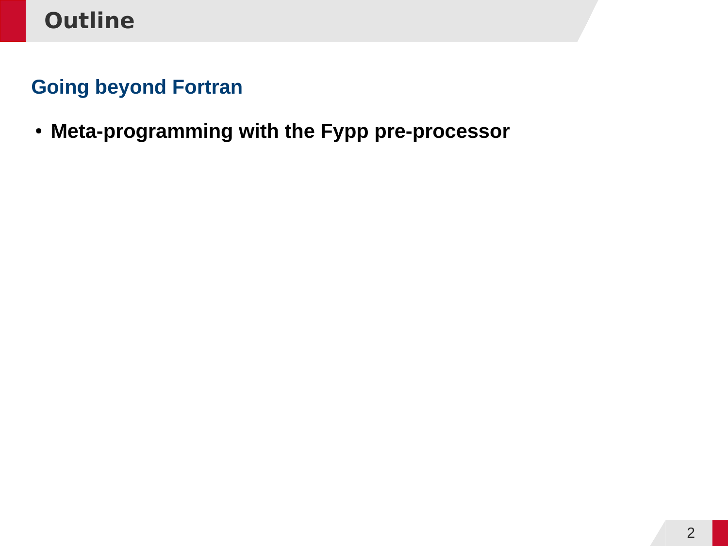# Outline

## Going beyond Fortran

- **Meta-programming with the Fypp pre-processor**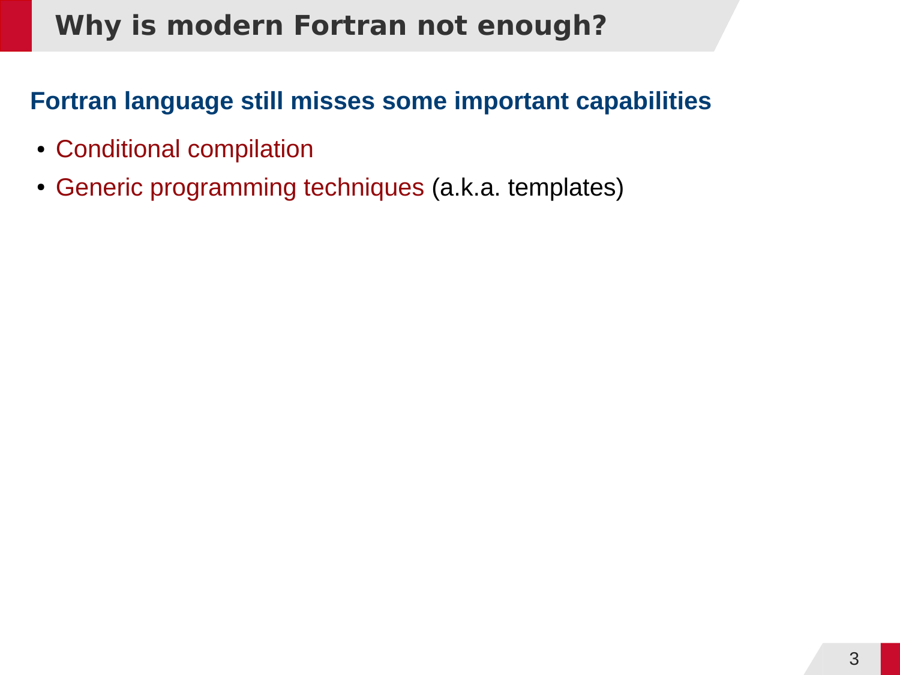# Why is modern Fortran not enough?

## Fortran language still misses some important capabilities

- Conditional compilation
- Generic programming techniques (a.k.a. templates)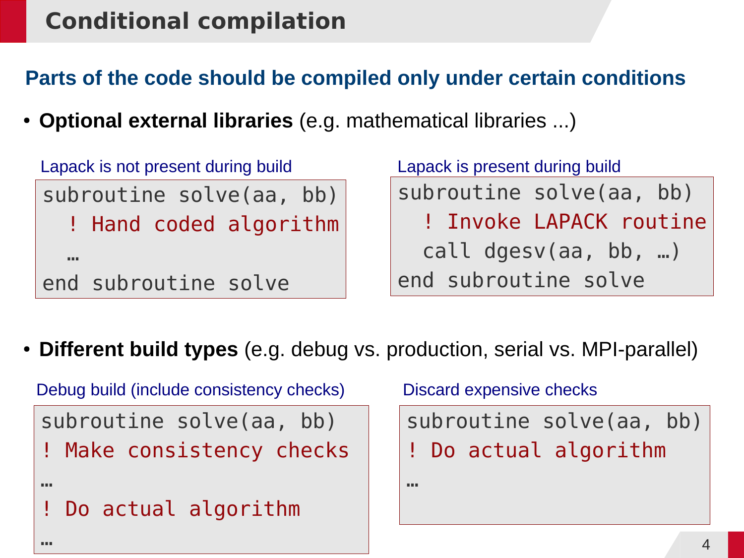# Conditional compilation

## Parts of the code should be compiled only under certain conditions

- **Optional external libraries** (e.g. mathematical libraries ...)

Lapack is not present during build

```
subroutine solve(aa, bb)
  ! Hand coded algorithm
  …
end subroutine solve
```

Lapack is present during build

```
subroutine solve(aa, bb)
  ! Invoke LAPACK routine
  call dgesv(aa, bb, …)
end subroutine solve
```

- **Different build types** (e.g. debug vs. production, serial vs. MPI-parallel)

Debug build (include consistency checks)

```
subroutine solve(aa, bb)
! Make consistency checks
…
! Do actual algorithm
…
```

Discard expensive checks

```
subroutine solve(aa, bb)
! Do actual algorithm
…
```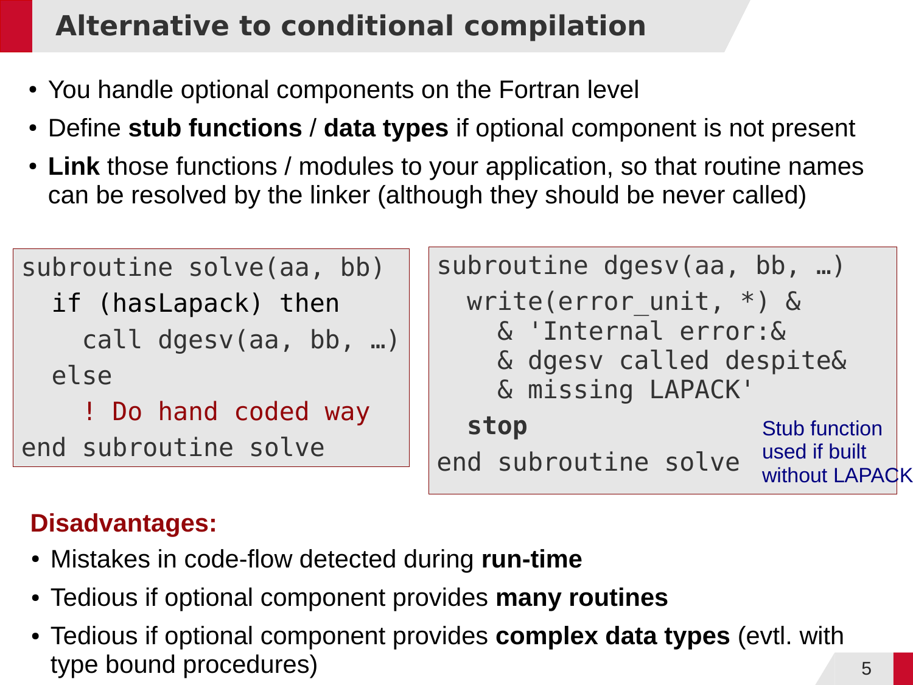# Alternative to conditional compilation

- You handle optional components on the Fortran level
- Define **stub functions** / **data types** if optional component is not present
- **Link** those functions / modules to your application, so that routine names can be resolved by the linker (although they should be never called)

```
subroutine solve(aa, bb)
  if (hasLapack) then
    call dgesv(aa, bb, …)
  else
    ! Do hand coded way
end subroutine solve
```

```
subroutine dgesv(aa, bb, …)
  write(error_unit, *) &
    & 'Internal error:&
    & dgesv called despite&
    & missing LAPACK'
  stop
end subroutine solve
```

Stub function used if built without LAPACK

**Disadvantages:**

- Mistakes in code-flow detected during **run-time**
- Tedious if optional component provides **many routines**
- Tedious if optional component provides **complex data types** (evtl. with type bound procedures)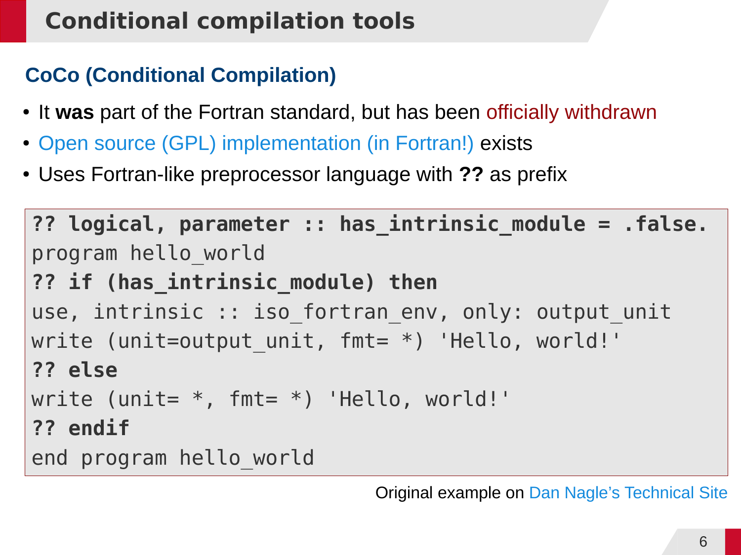# Conditional compilation tools

## CoCo (Conditional Compilation)

- It **was** part of the Fortran standard, but has been officially withdrawn
- Open source (GPL) implementation (in Fortran!) exists
- Uses Fortran-like preprocessor language with **??** as prefix

```
?? logical, parameter :: has_intrinsic_module = .false.
program hello_world
?? if (has_intrinsic_module) then
use, intrinsic :: iso_fortran_env, only: output_unit
write (unit=output_unit, fmt= *) 'Hello, world!'
?? else
write (unit= *, fmt= *) 'Hello, world!'
?? endif
end program hello_world
```

Original example on Dan Nagle's Technical Site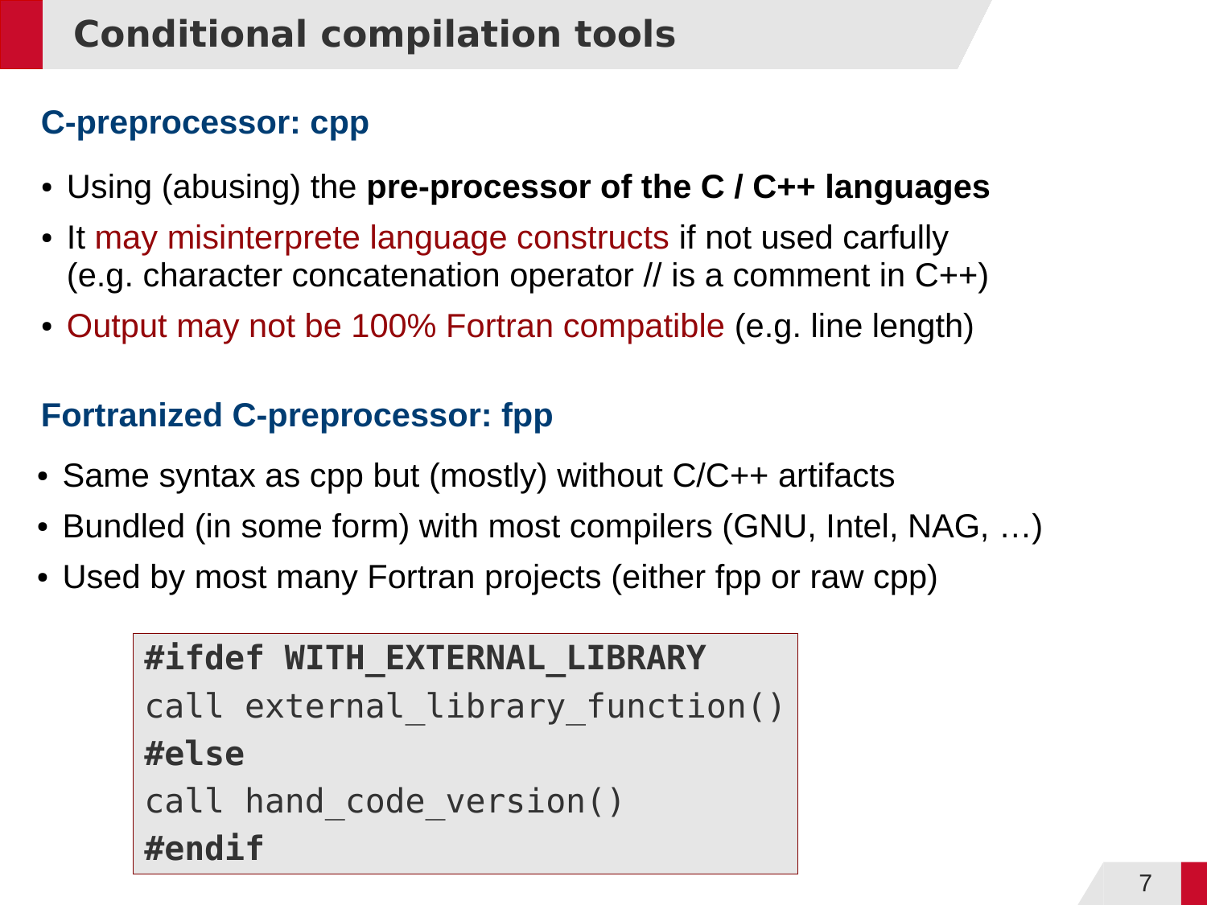# Conditional compilation tools

## C-preprocessor: cpp

- Using (abusing) the **pre-processor of the C / C++ languages**
- It may misinterprete language constructs if not used carfully
  (e.g. character concatenation operator // is a comment in C++)
- Output may not be 100% Fortran compatible (e.g. line length)

## Fortranized C-preprocessor: fpp

- Same syntax as cpp but (mostly) without C/C++ artifacts
- Bundled (in some form) with most compilers (GNU, Intel, NAG, …)
- Used by most many Fortran projects (either fpp or raw cpp)

```
#ifdef WITH_EXTERNAL_LIBRARY
call external_library_function()
#else
call hand_code_version()
#endif
```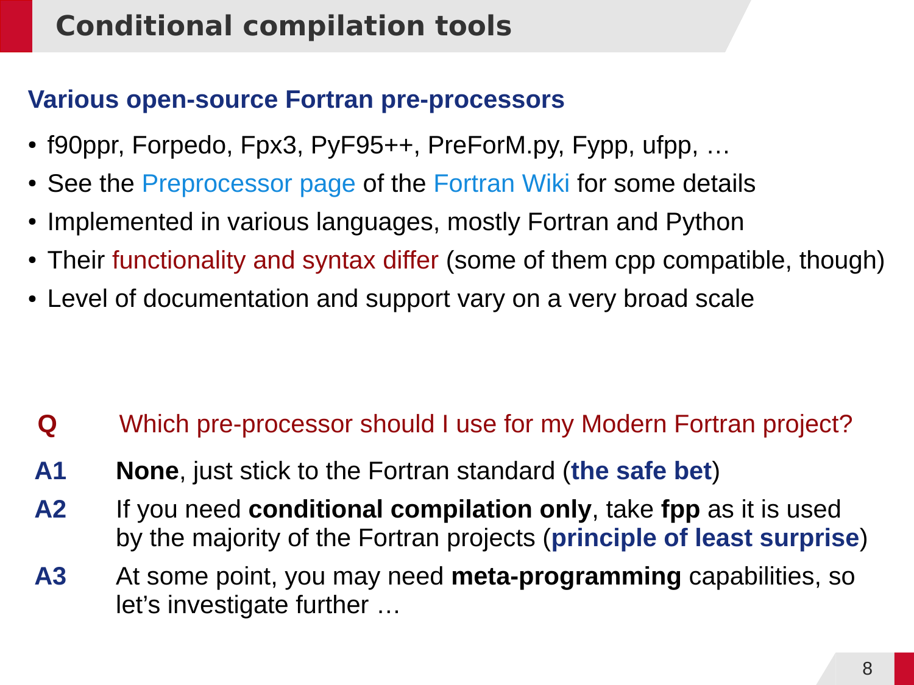# Conditional compilation tools

## Various open-source Fortran pre-processors

- f90ppr, Forpedo, Fpx3, PyF95++, PreForM.py, Fypp, ufpp, …
- See the Preprocessor page of the Fortran Wiki for some details
- Implemented in various languages, mostly Fortran and Python
- Their functionality and syntax differ (some of them cpp compatible, though)
- Level of documentation and support vary on a very broad scale

**Q** Which pre-processor should I use for my Modern Fortran project?

**A1** **None**, just stick to the Fortran standard (**the safe bet**)

**A2** If you need **conditional compilation only**, take **fpp** as it is used by the majority of the Fortran projects (**principle of least surprise**)

**A3** At some point, you may need **meta-programming** capabilities, so let's investigate further …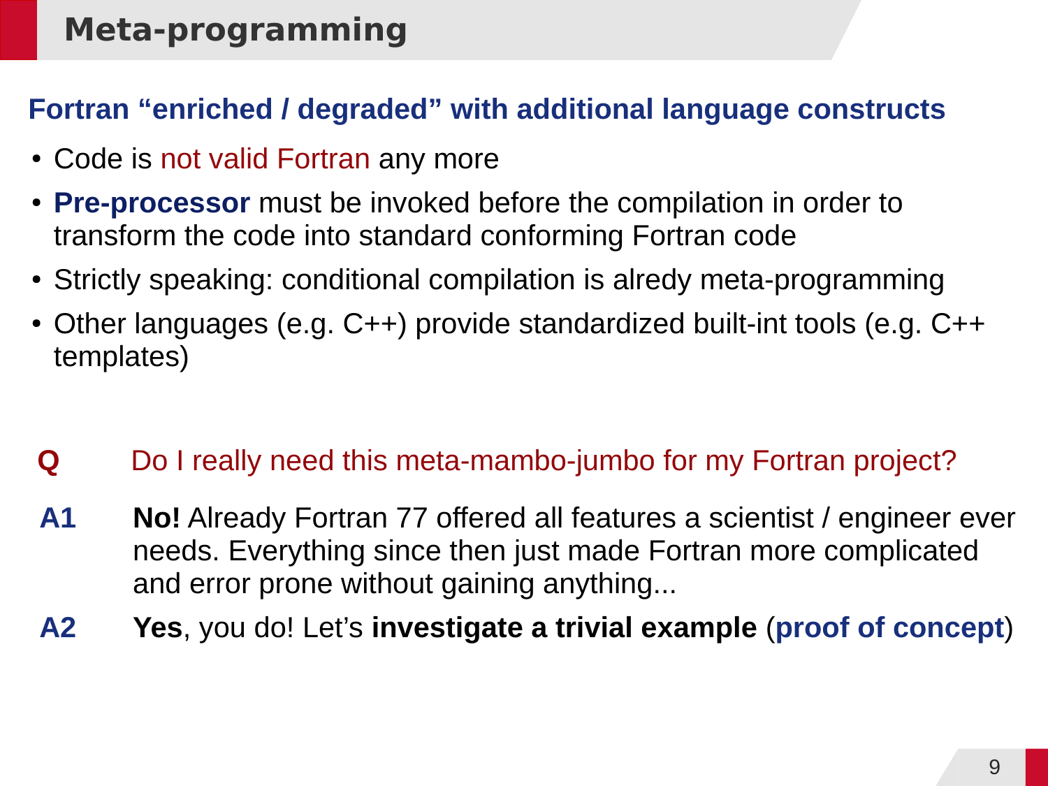# Meta-programming

## Fortran “enriched / degraded” with additional language constructs

- Code is not valid Fortran any more
- **Pre-processor** must be invoked before the compilation in order to transform the code into standard conforming Fortran code
- Strictly speaking: conditional compilation is alredy meta-programming
- Other languages (e.g. C++) provide standardized built-int tools (e.g. C++ templates)

**Q** Do I really need this meta-mambo-jumbo for my Fortran project?

**A1** **No!** Already Fortran 77 offered all features a scientist / engineer ever needs. Everything since then just made Fortran more complicated and error prone without gaining anything...

**A2** **Yes**, you do! Let’s **investigate a trivial example** (**proof of concept**)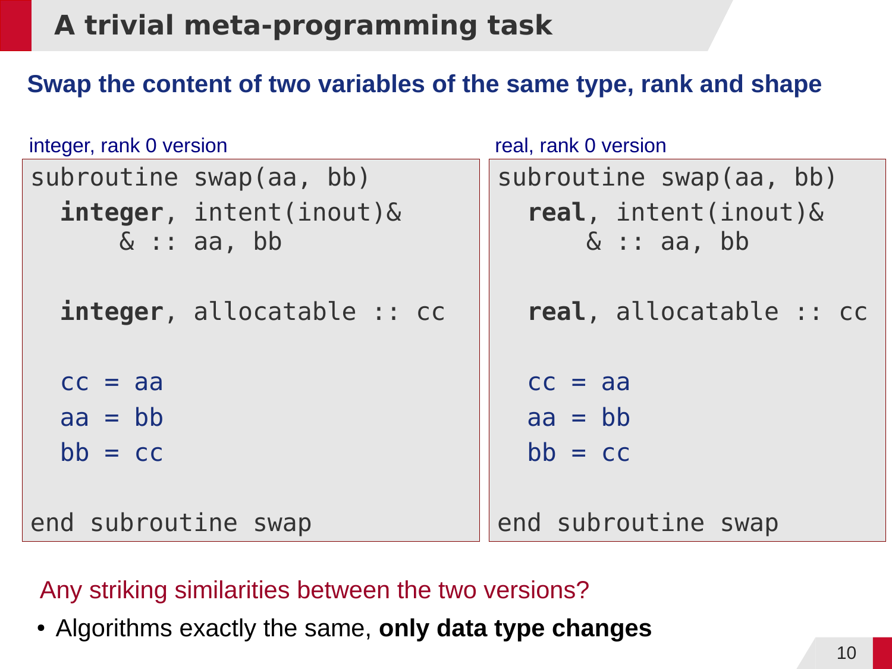# A trivial meta-programming task

## Swap the content of two variables of the same type, rank and shape

integer, rank 0 version

```
subroutine swap(aa, bb)
  integer, intent(inout)&
      & :: aa, bb

  integer, allocatable :: cc

  cc = aa
  aa = bb
  bb = cc

end subroutine swap
```

real, rank 0 version

```
subroutine swap(aa, bb)
  real, intent(inout)&
      & :: aa, bb

  real, allocatable :: cc

  cc = aa
  aa = bb
  bb = cc

end subroutine swap
```

Any striking similarities between the two versions?

- Algorithms exactly the same, **only data type changes**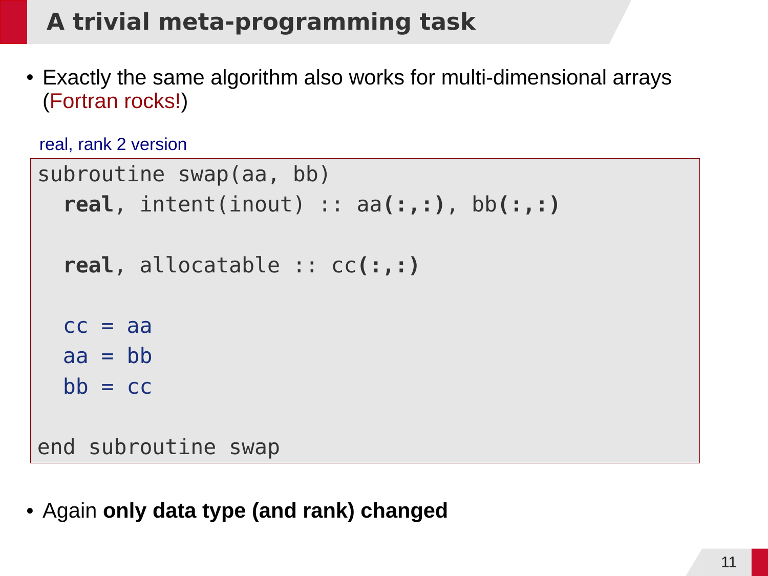# A trivial meta-programming task

- Exactly the same algorithm also works for multi-dimensional arrays (Fortran rocks!)

real, rank 2 version

```
subroutine swap(aa, bb)
  real, intent(inout) :: aa(:,:), bb(:,:)

  real, allocatable :: cc(:,:)

  cc = aa
  aa = bb
  bb = cc

end subroutine swap
```

- Again **only data type (and rank) changed**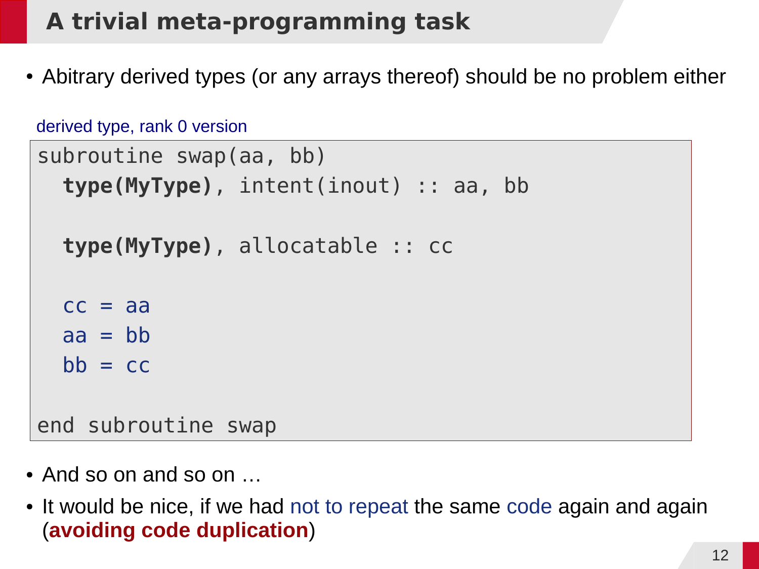# A trivial meta-programming task

- Abitrary derived types (or any arrays thereof) should be no problem either

derived type, rank 0 version

```
subroutine swap(aa, bb)
  type(MyType), intent(inout) :: aa, bb

  type(MyType), allocatable :: cc

  cc = aa
  aa = bb
  bb = cc

end subroutine swap
```

- And so on and so on …
- It would be nice, if we had not to repeat the same code again and again (**avoiding code duplication**)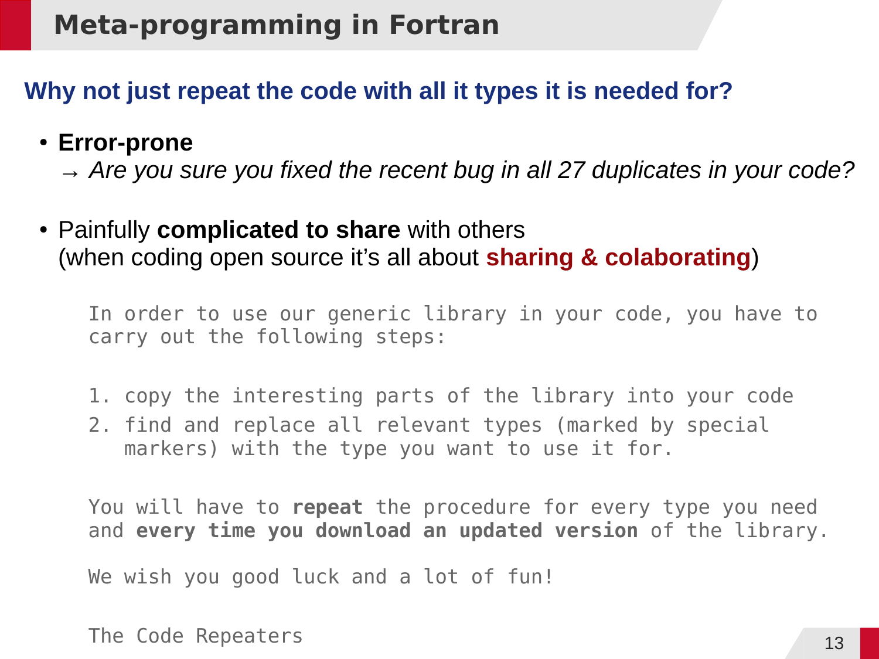# Meta-programming in Fortran

## Why not just repeat the code with all it types it is needed for?

- **Error-prone**
  → *Are you sure you fixed the recent bug in all 27 duplicates in your code?*

- Painfully **complicated to share** with others
  (when coding open source it's all about **sharing & colaborating**)

```
In order to use our generic library in your code, you have to
carry out the following steps:

1. copy the interesting parts of the library into your code
2. find and replace all relevant types (marked by special
   markers) with the type you want to use it for.

You will have to repeat the procedure for every type you need
and every time you download an updated version of the library.

We wish you good luck and a lot of fun!

The Code Repeaters
```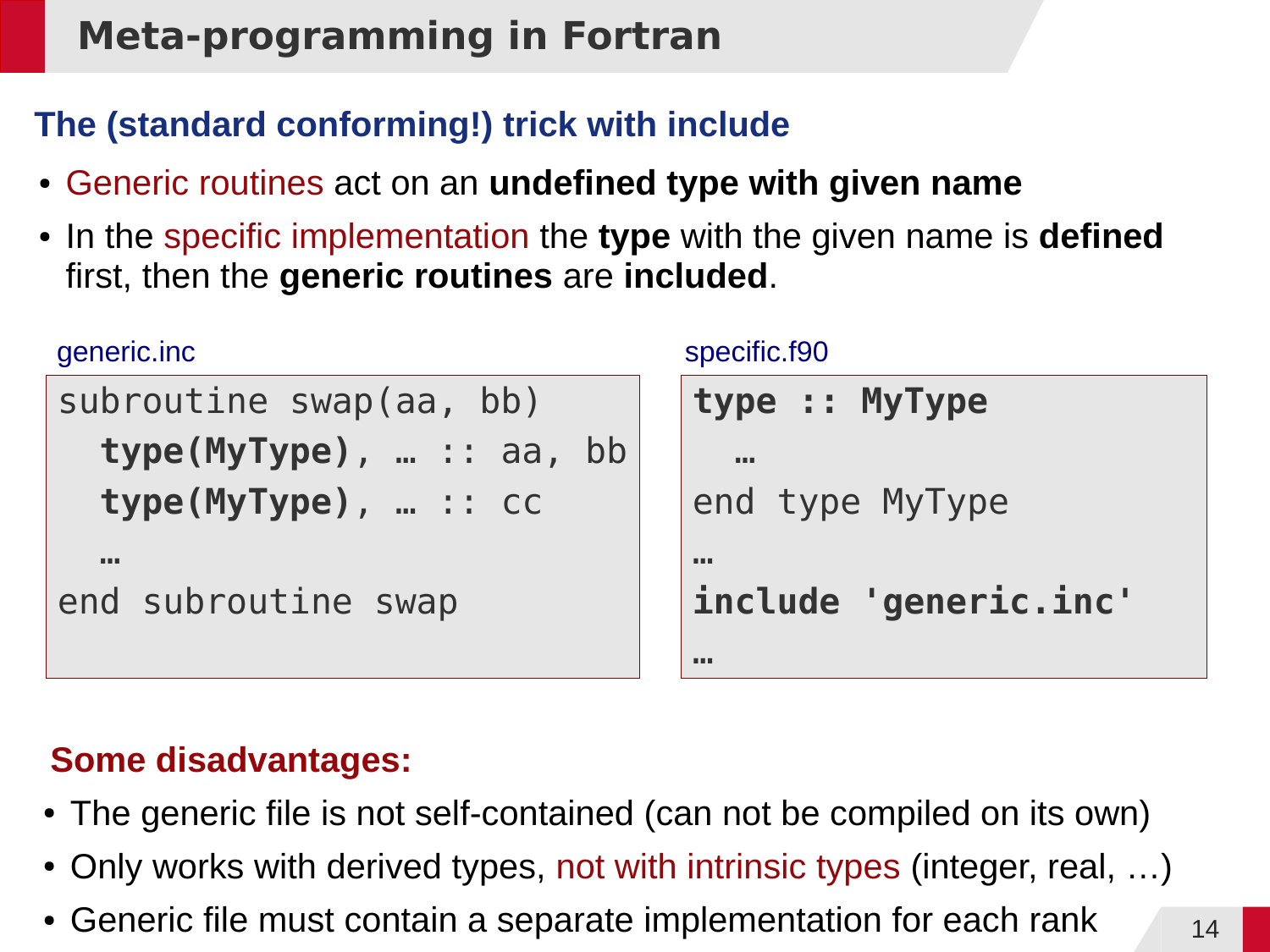# Meta-programming in Fortran

## The (standard conforming!) trick with include

- Generic routines act on an **undefined type with given name**
- In the specific implementation the **type** with the given name is **defined** first, then the **generic routines** are **included**.

generic.inc

```
subroutine swap(aa, bb)
  type(MyType), … :: aa, bb
  type(MyType), … :: cc
  …
end subroutine swap
```

specific.f90

```
type :: MyType
  …
end type MyType
…
include 'generic.inc'
…
```

### Some disadvantages:

- The generic file is not self-contained (can not be compiled on its own)
- Only works with derived types, not with intrinsic types (integer, real, …)
- Generic file must contain a separate implementation for each rank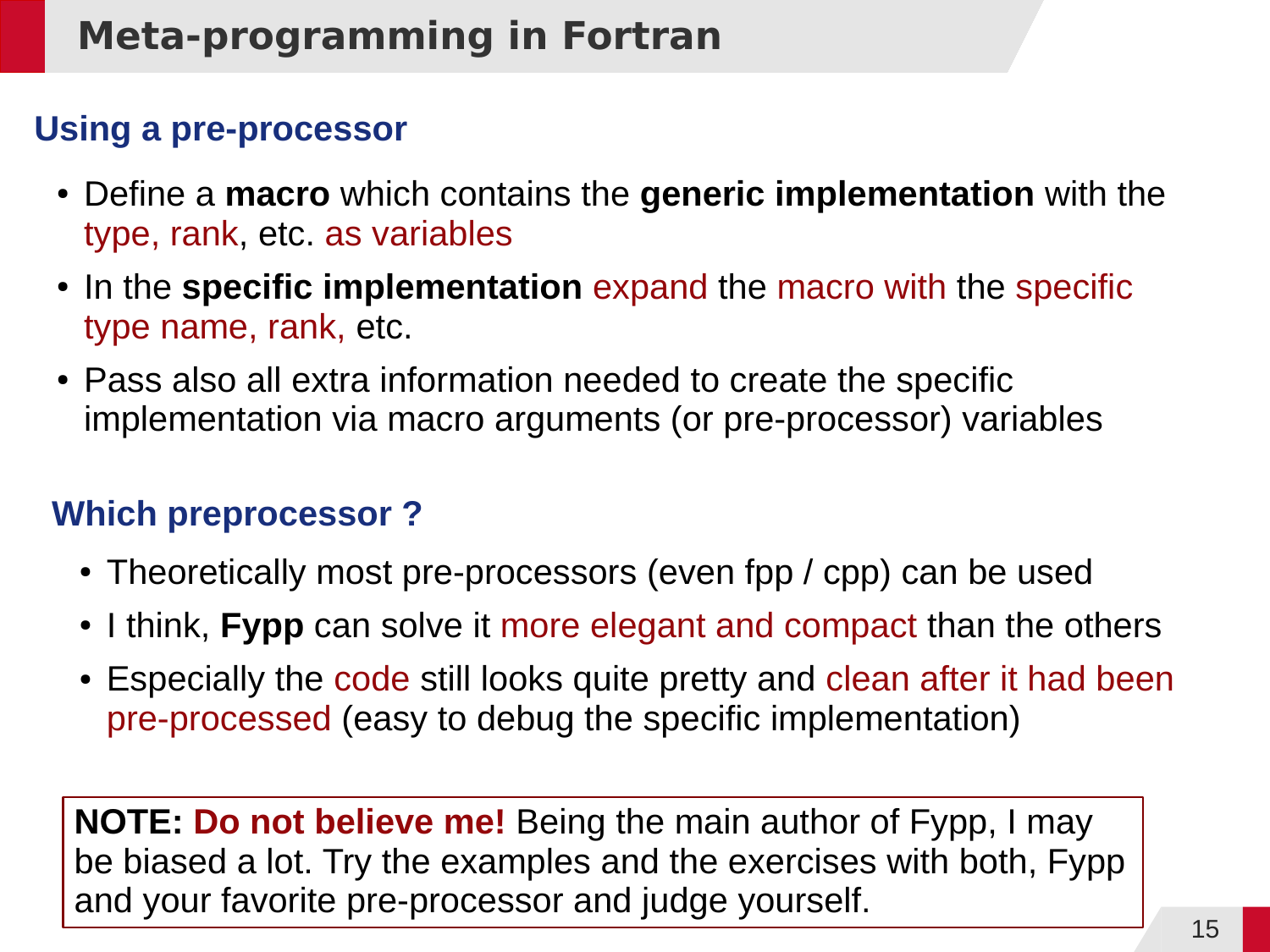# Meta-programming in Fortran

## Using a pre-processor

- Define a **macro** which contains the **generic implementation** with the type, rank, etc. as variables
- In the **specific implementation** expand the macro with the specific type name, rank, etc.
- Pass also all extra information needed to create the specific implementation via macro arguments (or pre-processor) variables

## Which preprocessor ?

- Theoretically most pre-processors (even fpp / cpp) can be used
- I think, **Fypp** can solve it more elegant and compact than the others
- Especially the code still looks quite pretty and clean after it had been pre-processed (easy to debug the specific implementation)

**NOTE: Do not believe me!** Being the main author of Fypp, I may be biased a lot. Try the examples and the exercises with both, Fypp and your favorite pre-processor and judge yourself.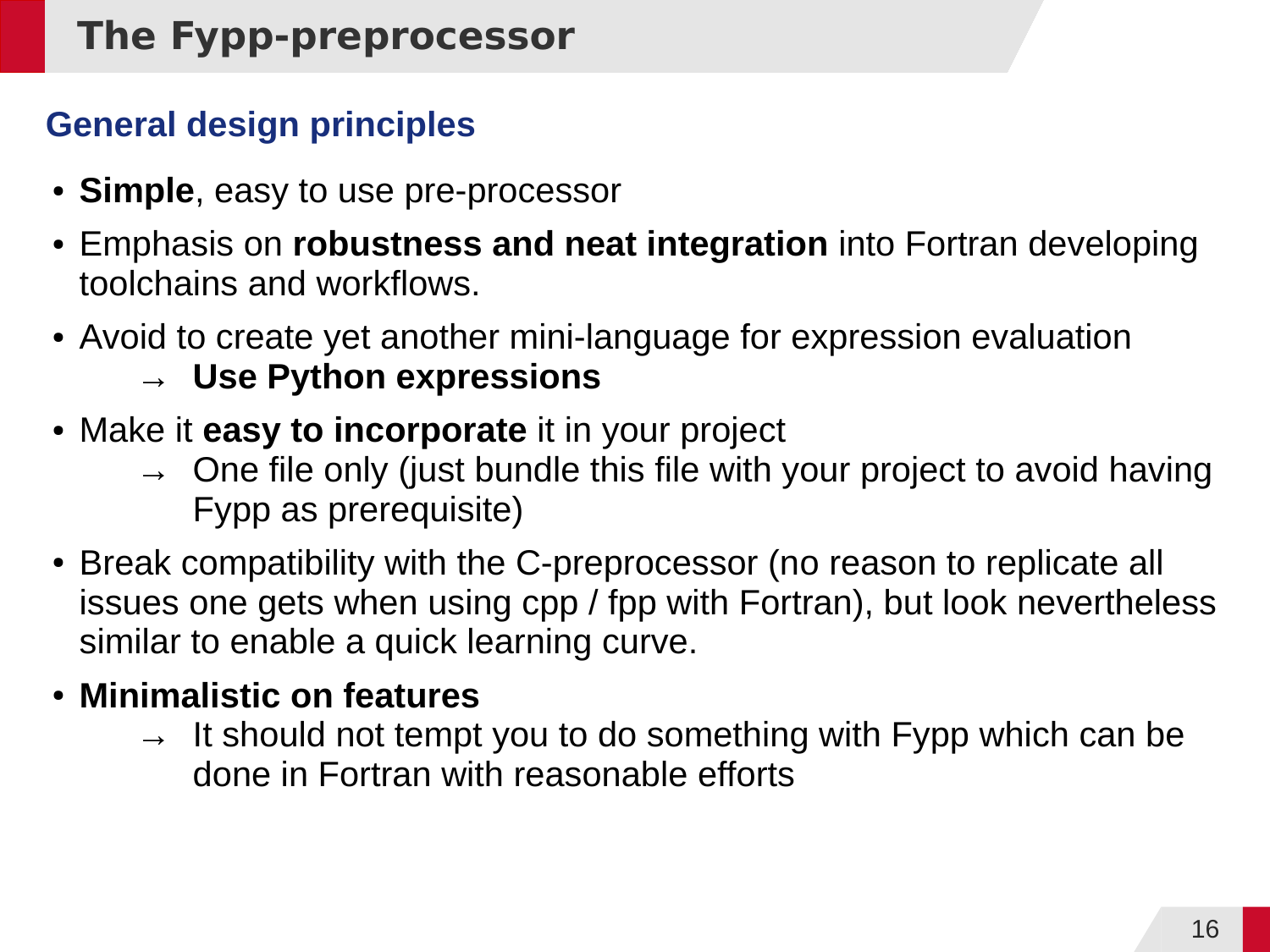# The Fypp-preprocessor

## General design principles

- **Simple**, easy to use pre-processor
- Emphasis on **robustness and neat integration** into Fortran developing toolchains and workflows.
- Avoid to create yet another mini-language for expression evaluation
  - → **Use Python expressions**
- Make it **easy to incorporate** it in your project
  - → One file only (just bundle this file with your project to avoid having Fypp as prerequisite)
- Break compatibility with the C-preprocessor (no reason to replicate all issues one gets when using cpp / fpp with Fortran), but look nevertheless similar to enable a quick learning curve.
- **Minimalistic on features**
  - → It should not tempt you to do something with Fypp which can be done in Fortran with reasonable efforts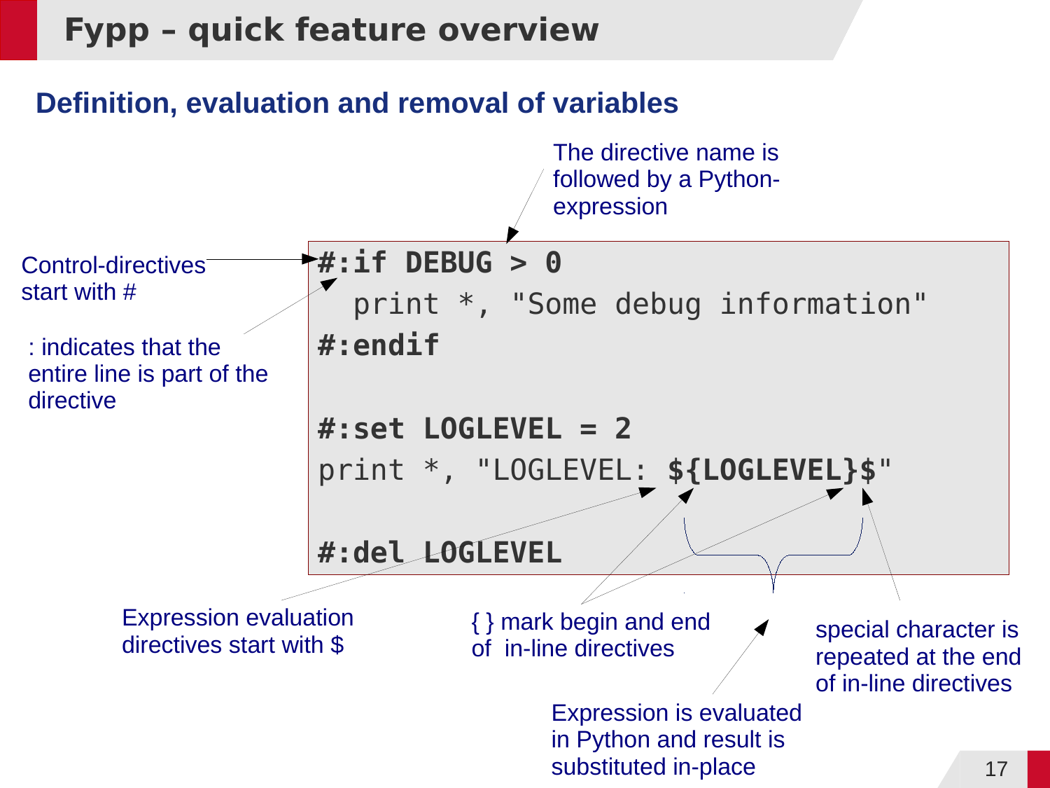# Fypp – quick feature overview

## Definition, evaluation and removal of variables

```
#:if DEBUG > 0
  print *, "Some debug information"
#:endif

#:set LOGLEVEL = 2
print *, "LOGLEVEL: ${LOGLEVEL}$"

#:del LOGLEVEL
```

- The directive name is followed by a Python-expression
- Control-directives start with #
- : indicates that the entire line is part of the directive
- Expression evaluation directives start with $
- { } mark begin and end of in-line directives
- special character is repeated at the end of in-line directives
- Expression is evaluated in Python and result is substituted in-place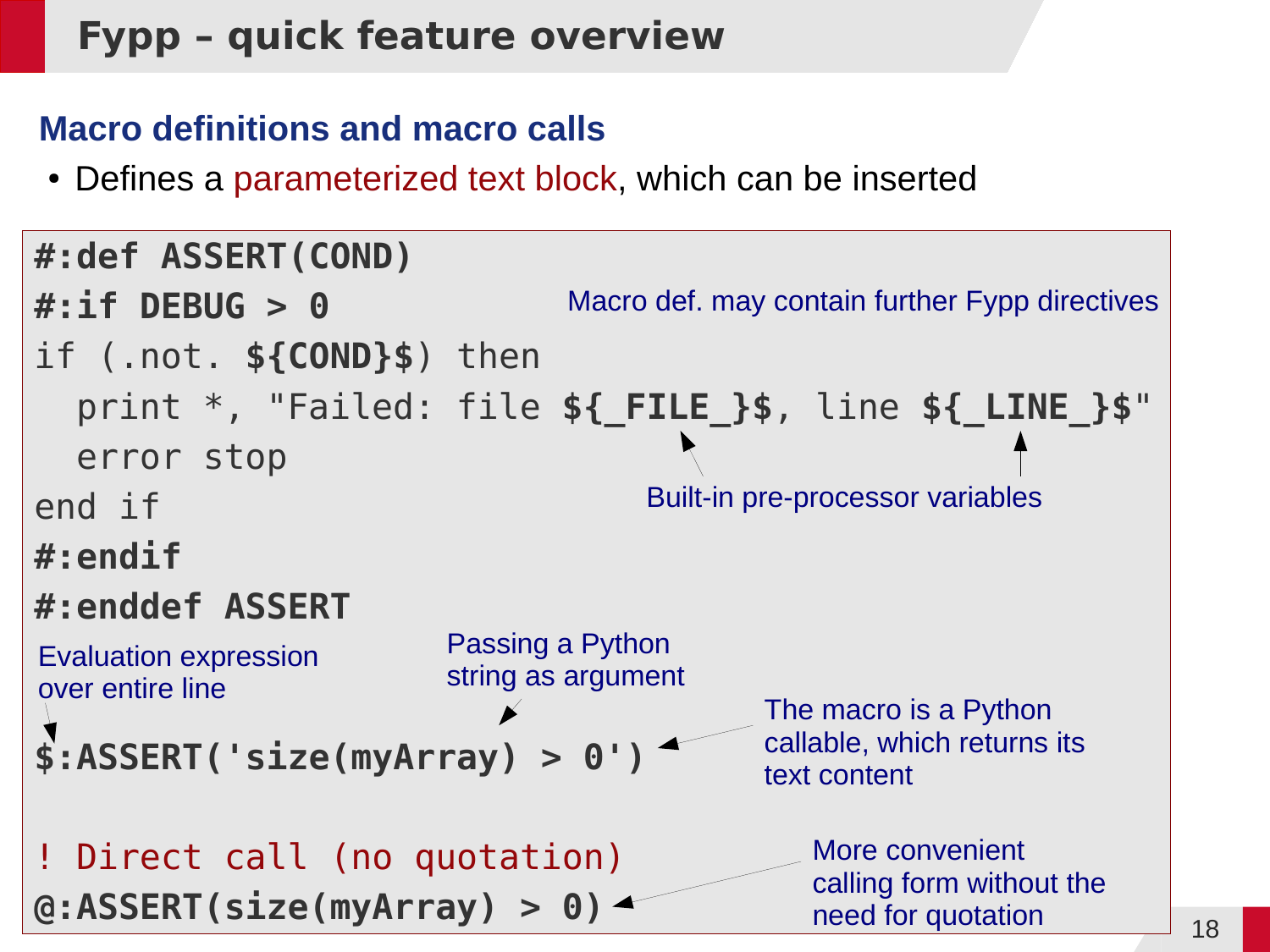# Fypp – quick feature overview

## Macro definitions and macro calls

- Defines a parameterized text block, which can be inserted

```
#:def ASSERT(COND)
#:if DEBUG > 0
if (.not. ${COND}$) then
  print *, "Failed: file ${_FILE_}$, line ${_LINE_}$"
  error stop
end if
#:endif
#:enddef ASSERT

$:ASSERT('size(myArray) > 0')

! Direct call (no quotation)
@:ASSERT(size(myArray) > 0)
```

Annotations:

- Macro def. may contain further Fypp directives
- Built-in pre-processor variables (`${_FILE_}$`, `${_LINE_}$`)
- Evaluation expression over entire line (`$:`)
- Passing a Python string as argument (`'size(myArray) > 0'`)
- The macro is a Python callable, which returns its text content
- More convenient calling form without the need for quotation (`@:ASSERT(...)`)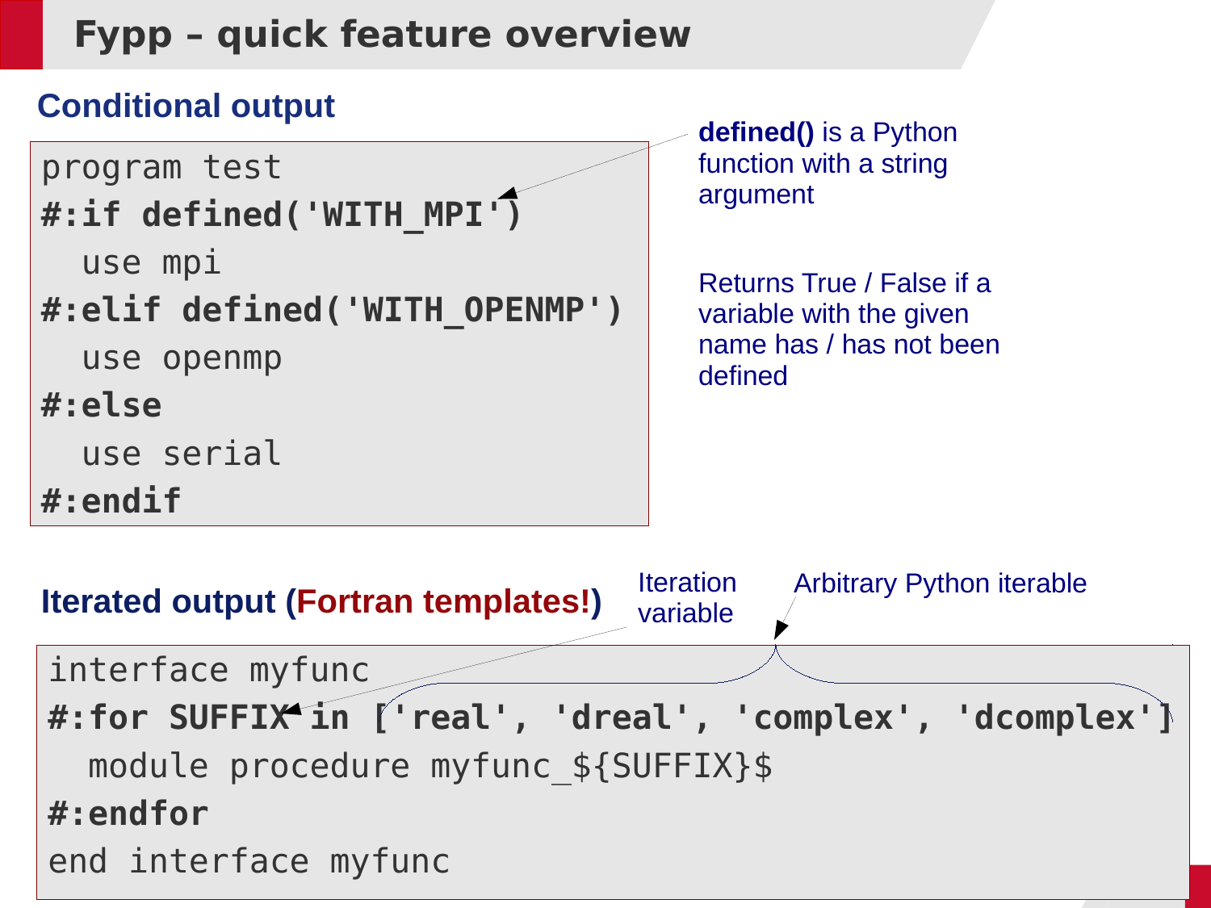# Fypp – quick feature overview

## Conditional output

```
program test
#:if defined('WITH_MPI')
  use mpi
#:elif defined('WITH_OPENMP')
  use openmp
#:else
  use serial
#:endif
```

**defined()** is a Python function with a string argument

Returns True / False if a variable with the given name has / has not been defined

## Iterated output (Fortran templates!)

Iteration variable

Arbitrary Python iterable

```
interface myfunc
#:for SUFFIX in ['real', 'dreal', 'complex', 'dcomplex']
  module procedure myfunc_${SUFFIX}$
#:endfor
end interface myfunc
```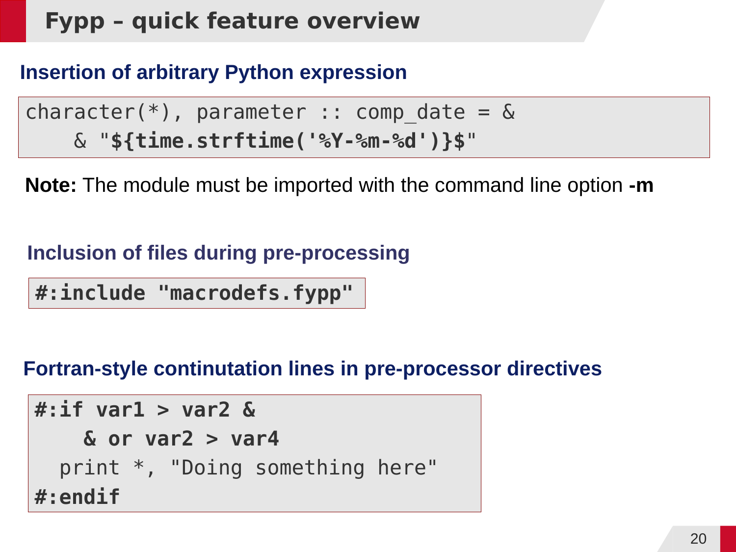# Fypp – quick feature overview

## Insertion of arbitrary Python expression

```
character(*), parameter :: comp_date = &
    & "${time.strftime('%Y-%m-%d')}$"
```

**Note:** The module must be imported with the command line option **-m**

## Inclusion of files during pre-processing

```
#:include "macrodefs.fypp"
```

## Fortran-style continutation lines in pre-processor directives

```
#:if var1 > var2 &
    & or var2 > var4
  print *, "Doing something here"
#:endif
```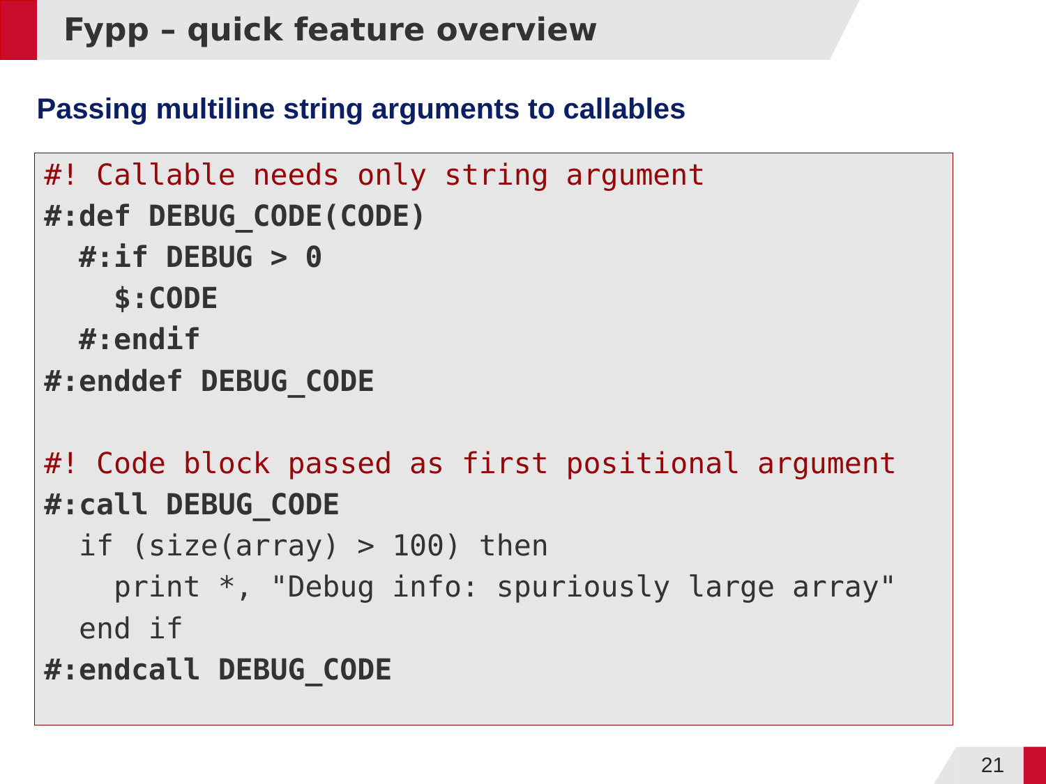# Fypp – quick feature overview

## Passing multiline string arguments to callables

```
#! Callable needs only string argument
#:def DEBUG_CODE(CODE)
  #:if DEBUG > 0
    $:CODE
  #:endif
#:enddef DEBUG_CODE

#! Code block passed as first positional argument
#:call DEBUG_CODE
  if (size(array) > 100) then
    print *, "Debug info: spuriously large array"
  end if
#:endcall DEBUG_CODE
```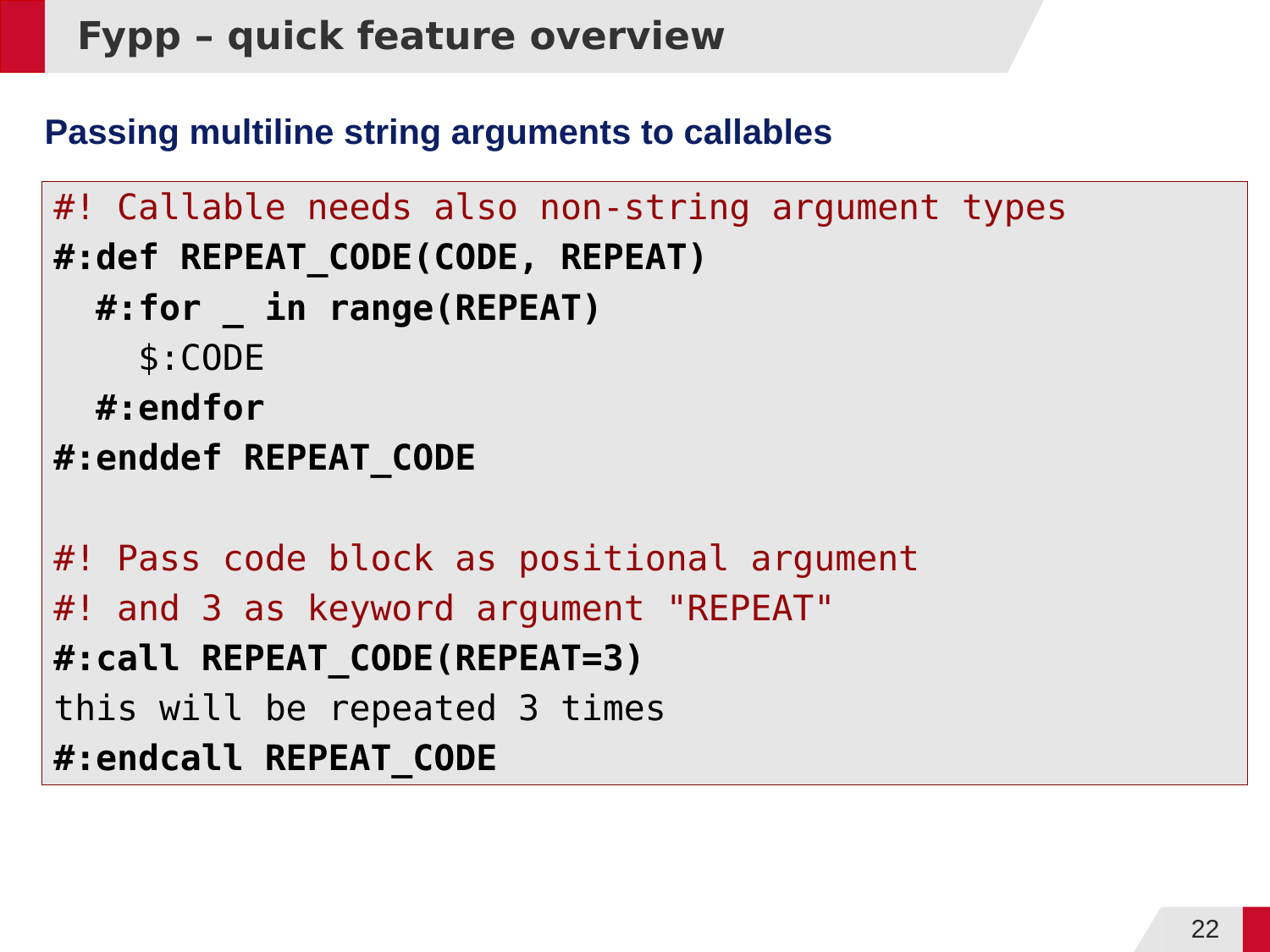# Fypp – quick feature overview

## Passing multiline string arguments to callables

```
#! Callable needs also non-string argument types
#:def REPEAT_CODE(CODE, REPEAT)
  #:for _ in range(REPEAT)
    $:CODE
  #:endfor
#:enddef REPEAT_CODE

#! Pass code block as positional argument
#! and 3 as keyword argument "REPEAT"
#:call REPEAT_CODE(REPEAT=3)
this will be repeated 3 times
#:endcall REPEAT_CODE
```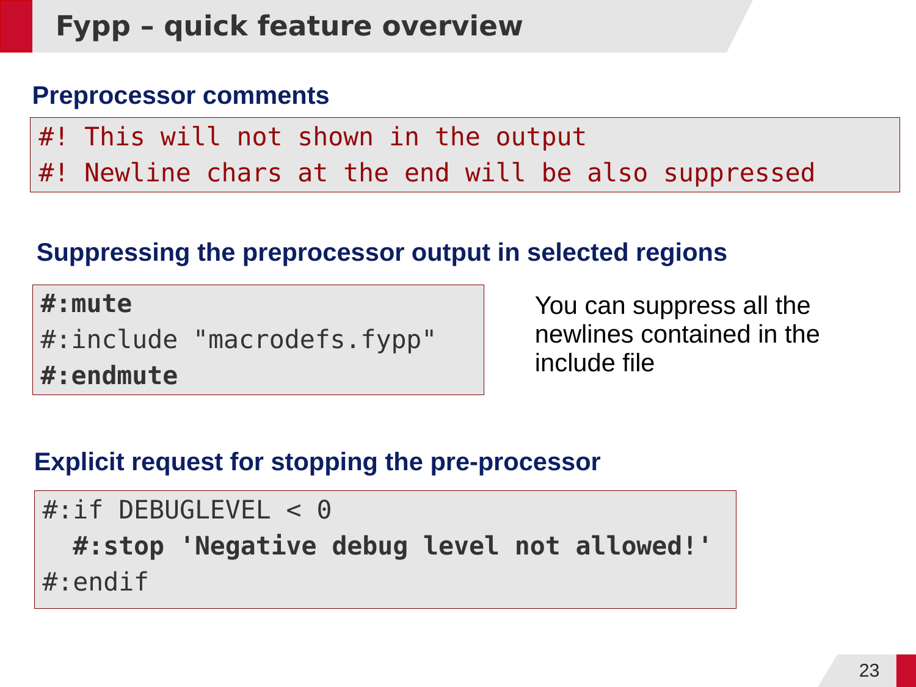# Fypp – quick feature overview

## Preprocessor comments

```
#! This will not shown in the output
#! Newline chars at the end will be also suppressed
```

## Suppressing the preprocessor output in selected regions

```
#:mute
#:include "macrodefs.fypp"
#:endmute
```

You can suppress all the newlines contained in the include file

## Explicit request for stopping the pre-processor

```
#:if DEBUGLEVEL < 0
  #:stop 'Negative debug level not allowed!'
#:endif
```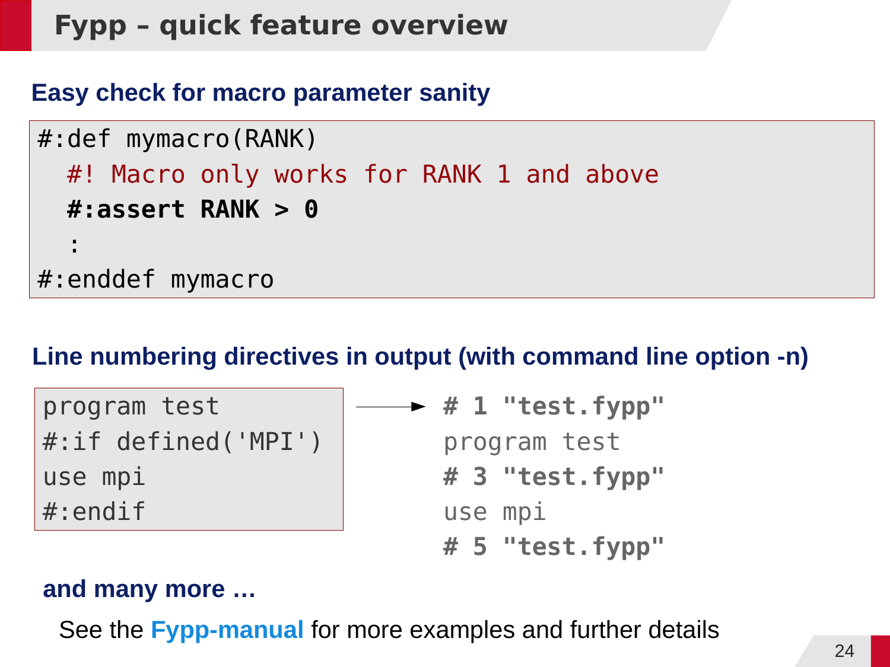# Fypp – quick feature overview

## Easy check for macro parameter sanity

```
#:def mymacro(RANK)
  #! Macro only works for RANK 1 and above
  #:assert RANK > 0
  :
#:enddef mymacro
```

## Line numbering directives in output (with command line option -n)

```
program test
#:if defined('MPI')
use mpi
#:endif
```

→

```
# 1 "test.fypp"
program test
# 3 "test.fypp"
use mpi
# 5 "test.fypp"
```

## and many more …

See the **Fypp-manual** for more examples and further details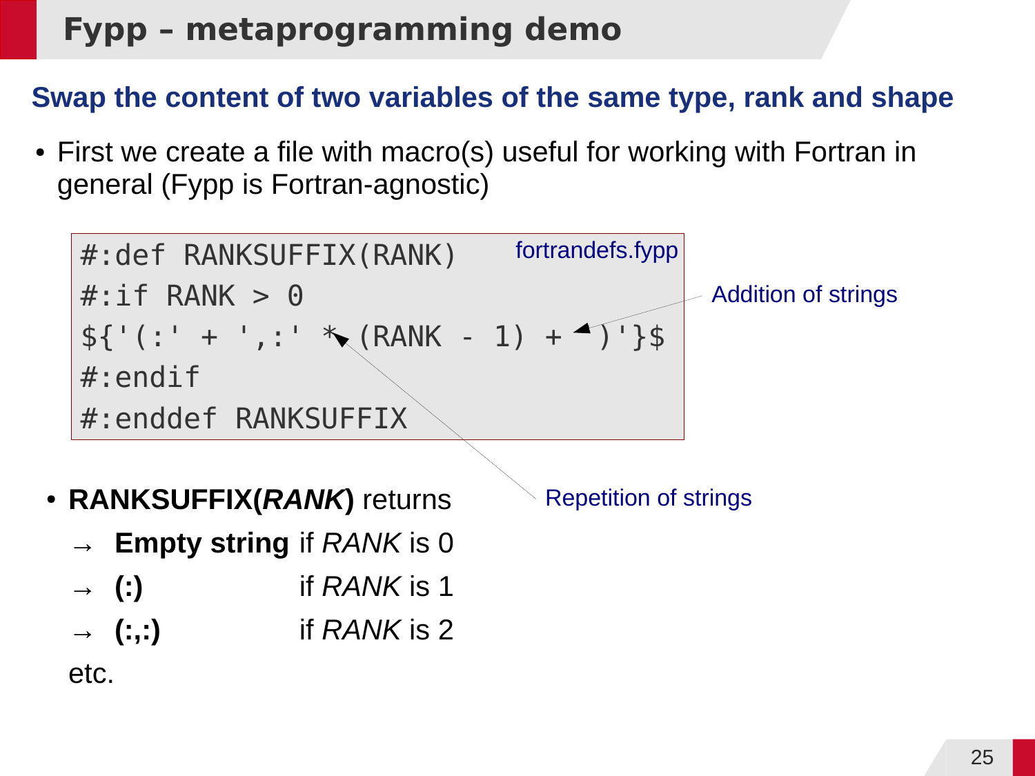# Fypp – metaprogramming demo

## Swap the content of two variables of the same type, rank and shape

- First we create a file with macro(s) useful for working with Fortran in general (Fypp is Fortran-agnostic)

fortrandefs.fypp

```
#:def RANKSUFFIX(RANK)
#:if RANK > 0
${'(:' + ',:' * (RANK - 1) + ')'}$
#:endif
#:enddef RANKSUFFIX
```

Addition of strings

Repetition of strings

- **RANKSUFFIX(*RANK*)** returns
  - → **Empty string** if *RANK* is 0
  - → **(:)** if *RANK* is 1
  - → **(:,:)** if *RANK* is 2

  etc.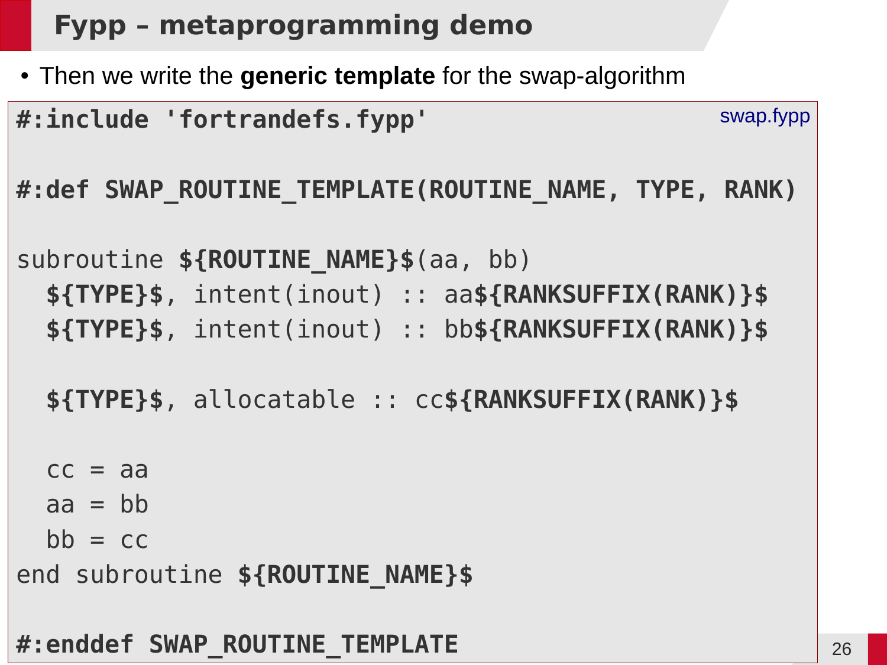## Fypp – metaprogramming demo

- Then we write the **generic template** for the swap-algorithm

swap.fypp

```
#:include 'fortrandefs.fypp'

#:def SWAP_ROUTINE_TEMPLATE(ROUTINE_NAME, TYPE, RANK)

subroutine ${ROUTINE_NAME}$(aa, bb)
  ${TYPE}$, intent(inout) :: aa${RANKSUFFIX(RANK)}$
  ${TYPE}$, intent(inout) :: bb${RANKSUFFIX(RANK)}$

  ${TYPE}$, allocatable :: cc${RANKSUFFIX(RANK)}$

  cc = aa
  aa = bb
  bb = cc
end subroutine ${ROUTINE_NAME}$

#:enddef SWAP_ROUTINE_TEMPLATE
```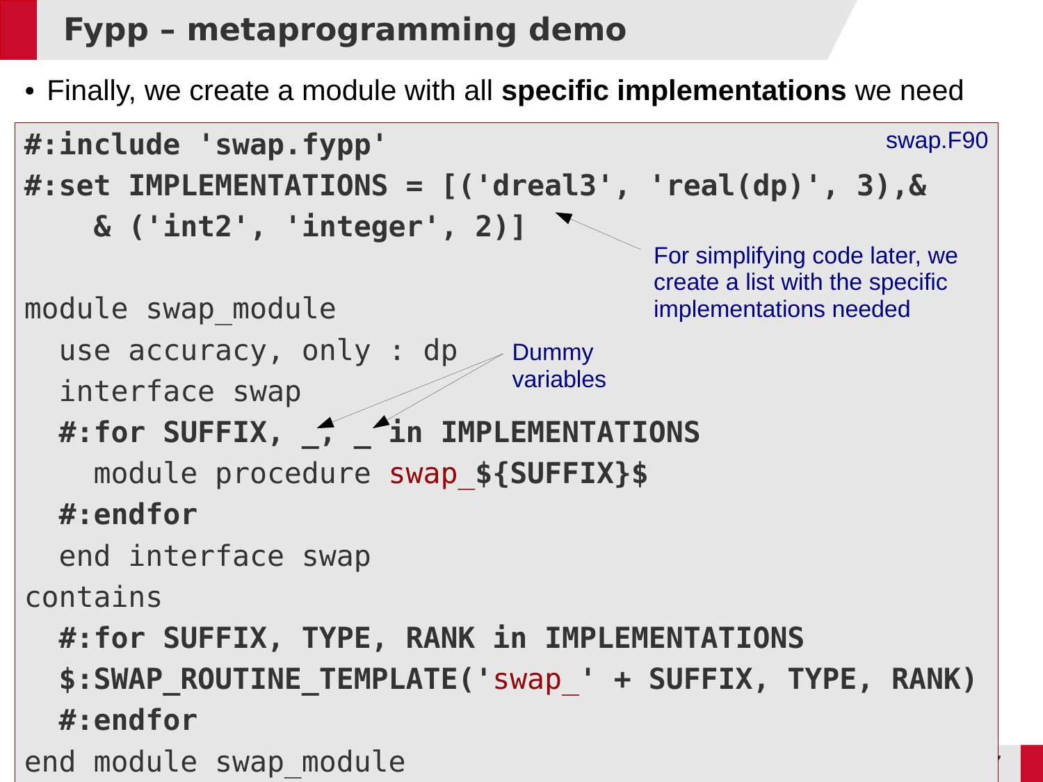# Fypp – metaprogramming demo

- Finally, we create a module with all **specific implementations** we need

swap.F90

```
#:include 'swap.fypp'
#:set IMPLEMENTATIONS = [('dreal3', 'real(dp)', 3),&
    & ('int2', 'integer', 2)]

module swap_module
  use accuracy, only : dp
  interface swap
  #:for SUFFIX, _, _ in IMPLEMENTATIONS
    module procedure swap_${SUFFIX}$
  #:endfor
  end interface swap
contains
  #:for SUFFIX, TYPE, RANK in IMPLEMENTATIONS
  $:SWAP_ROUTINE_TEMPLATE('swap_' + SUFFIX, TYPE, RANK)
  #:endfor
end module swap_module
```

For simplifying code later, we create a list with the specific implementations needed

Dummy variables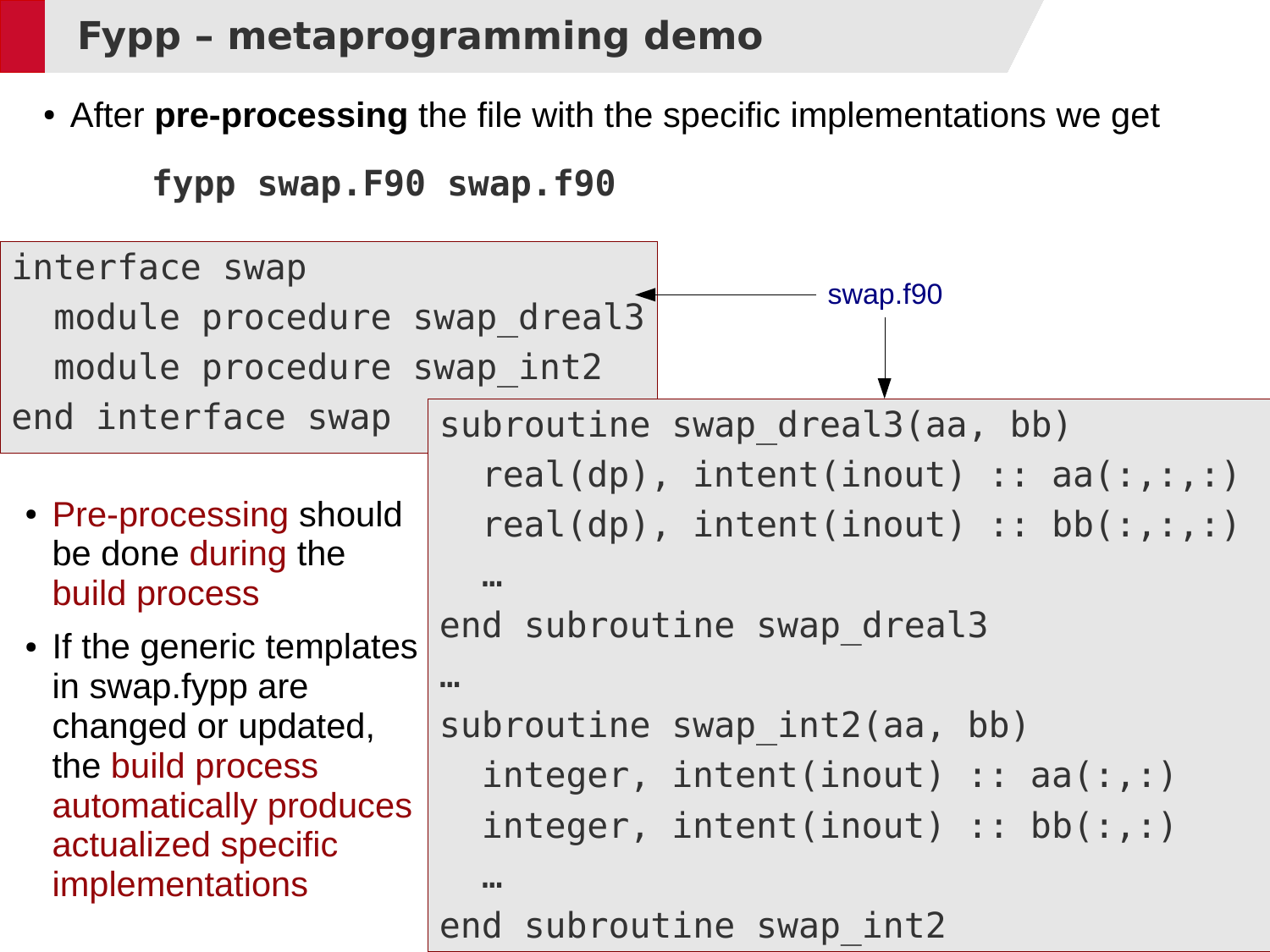# Fypp – metaprogramming demo

- After **pre-processing** the file with the specific implementations we get

```
fypp swap.F90 swap.f90
```

swap.f90

```
interface swap
  module procedure swap_dreal3
  module procedure swap_int2
end interface swap
```

```
subroutine swap_dreal3(aa, bb)
  real(dp), intent(inout) :: aa(:,:,:)
  real(dp), intent(inout) :: bb(:,:,:)
  …
end subroutine swap_dreal3
…
subroutine swap_int2(aa, bb)
  integer, intent(inout) :: aa(:,:)
  integer, intent(inout) :: bb(:,:)
  …
end subroutine swap_int2
```

- Pre-processing should be done during the build process
- If the generic templates in swap.fypp are changed or updated, the build process automatically produces actualized specific implementations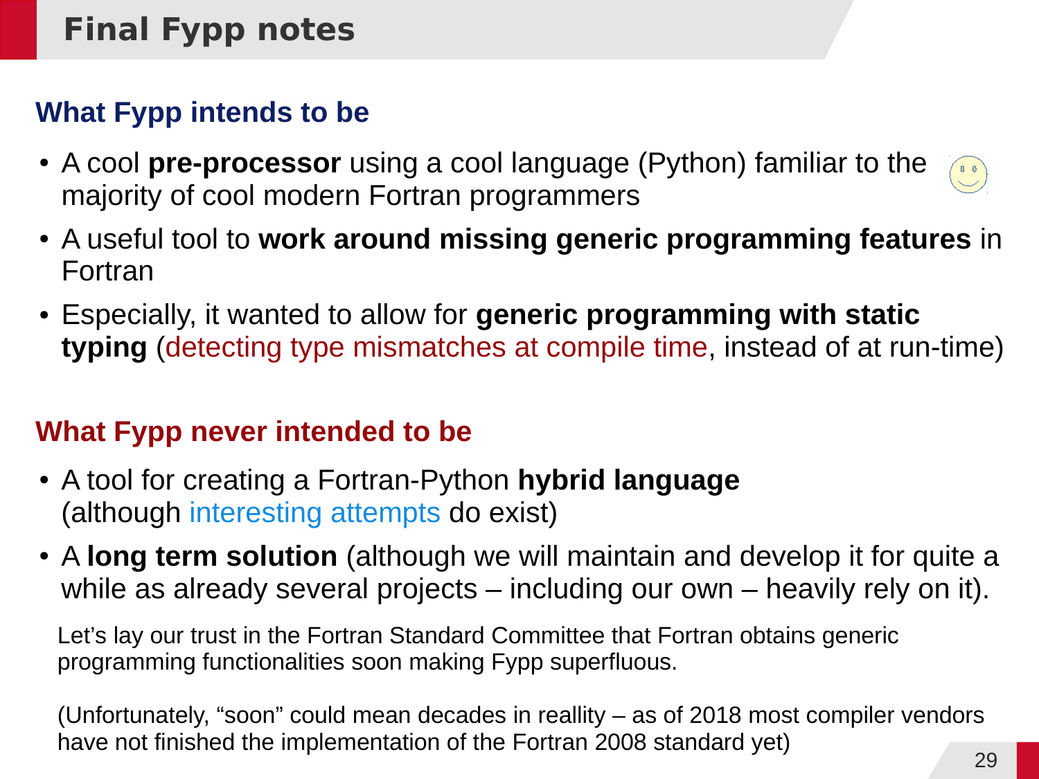# Final Fypp notes

## What Fypp intends to be

- A cool **pre-processor** using a cool language (Python) familiar to the majority of cool modern Fortran programmers
- A useful tool to **work around missing generic programming features** in Fortran
- Especially, it wanted to allow for **generic programming with static typing** (detecting type mismatches at compile time, instead of at run-time)

## What Fypp never intended to be

- A tool for creating a Fortran-Python **hybrid language** (although interesting attempts do exist)
- A **long term solution** (although we will maintain and develop it for quite a while as already several projects – including our own – heavily rely on it).

Let's lay our trust in the Fortran Standard Committee that Fortran obtains generic programming functionalities soon making Fypp superfluous.

(Unfortunately, "soon" could mean decades in reallity – as of 2018 most compiler vendors have not finished the implementation of the Fortran 2008 standard yet)